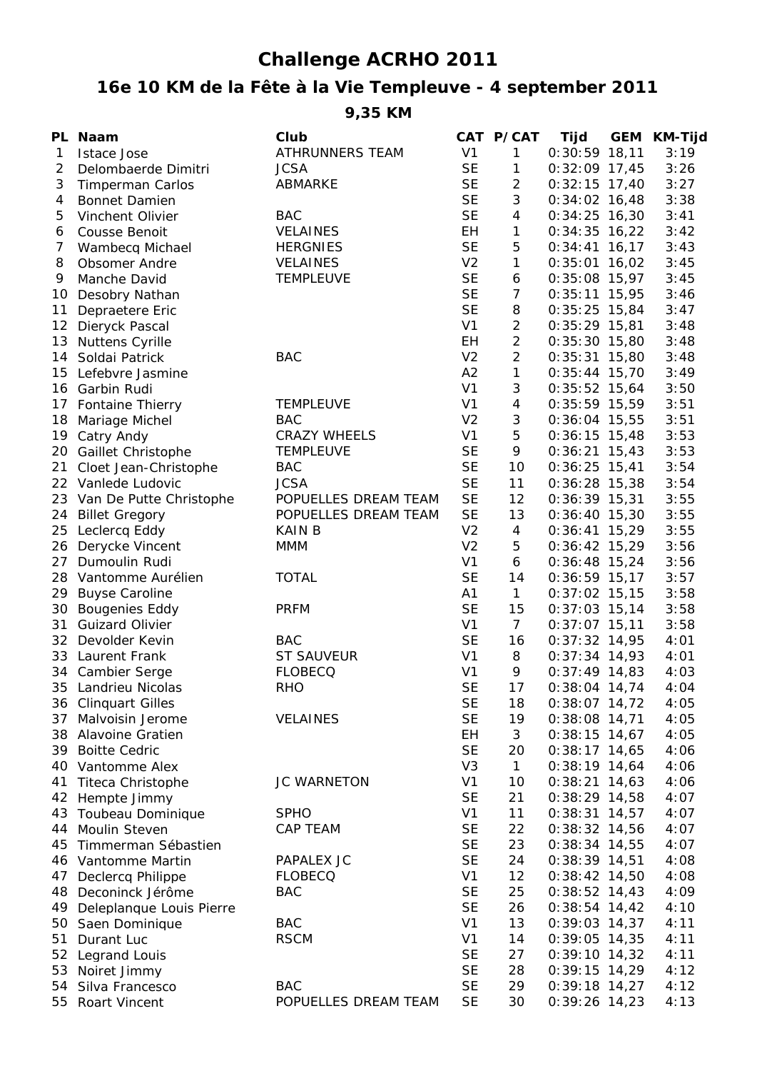# Challenge ACRHO 2011

## 16e 10 KM de la Fête à la Vie Templeuve - 4 september 2011

### 9,35 KM

| PL | Naam | Club | CAT | P/CAT | Tijd | GEM | KM-Tijd |
|---|---|---|---|---|---|---|---|
| 1 | Istace Jose | ATHRUNNERS TEAM | V1 | 1 | 0:30:59 | 18,11 | 3:19 |
| 2 | Delombaerde Dimitri | JCSA | SE | 1 | 0:32:09 | 17,45 | 3:26 |
| 3 | Timperman Carlos | ABMARKE | SE | 2 | 0:32:15 | 17,40 | 3:27 |
| 4 | Bonnet Damien | | SE | 3 | 0:34:02 | 16,48 | 3:38 |
| 5 | Vinchent Olivier | BAC | SE | 4 | 0:34:25 | 16,30 | 3:41 |
| 6 | Cousse Benoit | VELAINES | EH | 1 | 0:34:35 | 16,22 | 3:42 |
| 7 | Wambecq Michael | HERGNIES | SE | 5 | 0:34:41 | 16,17 | 3:43 |
| 8 | Obsomer Andre | VELAINES | V2 | 1 | 0:35:01 | 16,02 | 3:45 |
| 9 | Manche David | TEMPLEUVE | SE | 6 | 0:35:08 | 15,97 | 3:45 |
| 10 | Desobry Nathan | | SE | 7 | 0:35:11 | 15,95 | 3:46 |
| 11 | Depraetere Eric | | SE | 8 | 0:35:25 | 15,84 | 3:47 |
| 12 | Dieryck Pascal | | V1 | 2 | 0:35:29 | 15,81 | 3:48 |
| 13 | Nuttens Cyrille | | EH | 2 | 0:35:30 | 15,80 | 3:48 |
| 14 | Soldai Patrick | BAC | V2 | 2 | 0:35:31 | 15,80 | 3:48 |
| 15 | Lefebvre Jasmine | | A2 | 1 | 0:35:44 | 15,70 | 3:49 |
| 16 | Garbin Rudi | | V1 | 3 | 0:35:52 | 15,64 | 3:50 |
| 17 | Fontaine Thierry | TEMPLEUVE | V1 | 4 | 0:35:59 | 15,59 | 3:51 |
| 18 | Mariage Michel | BAC | V2 | 3 | 0:36:04 | 15,55 | 3:51 |
| 19 | Catry Andy | CRAZY WHEELS | V1 | 5 | 0:36:15 | 15,48 | 3:53 |
| 20 | Gaillet Christophe | TEMPLEUVE | SE | 9 | 0:36:21 | 15,43 | 3:53 |
| 21 | Cloet Jean-Christophe | BAC | SE | 10 | 0:36:25 | 15,41 | 3:54 |
| 22 | Vanlede Ludovic | JCSA | SE | 11 | 0:36:28 | 15,38 | 3:54 |
| 23 | Van De Putte Christophe | POPUELLES DREAM TEAM | SE | 12 | 0:36:39 | 15,31 | 3:55 |
| 24 | Billet Gregory | POPUELLES DREAM TEAM | SE | 13 | 0:36:40 | 15,30 | 3:55 |
| 25 | Leclercq Eddy | KAIN B | V2 | 4 | 0:36:41 | 15,29 | 3:55 |
| 26 | Derycke Vincent | MMM | V2 | 5 | 0:36:42 | 15,29 | 3:56 |
| 27 | Dumoulin Rudi | | V1 | 6 | 0:36:48 | 15,24 | 3:56 |
| 28 | Vantomme Aurélien | TOTAL | SE | 14 | 0:36:59 | 15,17 | 3:57 |
| 29 | Buyse Caroline | | A1 | 1 | 0:37:02 | 15,15 | 3:58 |
| 30 | Bougenies Eddy | PRFM | SE | 15 | 0:37:03 | 15,14 | 3:58 |
| 31 | Guizard Olivier | | V1 | 7 | 0:37:07 | 15,11 | 3:58 |
| 32 | Devolder Kevin | BAC | SE | 16 | 0:37:32 | 14,95 | 4:01 |
| 33 | Laurent Frank | ST SAUVEUR | V1 | 8 | 0:37:34 | 14,93 | 4:01 |
| 34 | Cambier Serge | FLOBECQ | V1 | 9 | 0:37:49 | 14,83 | 4:03 |
| 35 | Landrieu Nicolas | RHO | SE | 17 | 0:38:04 | 14,74 | 4:04 |
| 36 | Clinquart Gilles | | SE | 18 | 0:38:07 | 14,72 | 4:05 |
| 37 | Malvoisin Jerome | VELAINES | SE | 19 | 0:38:08 | 14,71 | 4:05 |
| 38 | Alavoine Gratien | | EH | 3 | 0:38:15 | 14,67 | 4:05 |
| 39 | Boitte Cedric | | SE | 20 | 0:38:17 | 14,65 | 4:06 |
| 40 | Vantomme Alex | | V3 | 1 | 0:38:19 | 14,64 | 4:06 |
| 41 | Titeca Christophe | JC WARNETON | V1 | 10 | 0:38:21 | 14,63 | 4:06 |
| 42 | Hempte Jimmy | | SE | 21 | 0:38:29 | 14,58 | 4:07 |
| 43 | Toubeau Dominique | SPHO | V1 | 11 | 0:38:31 | 14,57 | 4:07 |
| 44 | Moulin Steven | CAP TEAM | SE | 22 | 0:38:32 | 14,56 | 4:07 |
| 45 | Timmerman Sébastien | | SE | 23 | 0:38:34 | 14,55 | 4:07 |
| 46 | Vantomme Martin | PAPALEX JC | SE | 24 | 0:38:39 | 14,51 | 4:08 |
| 47 | Declercq Philippe | FLOBECQ | V1 | 12 | 0:38:42 | 14,50 | 4:08 |
| 48 | Deconinck Jérôme | BAC | SE | 25 | 0:38:52 | 14,43 | 4:09 |
| 49 | Deleplanque Louis Pierre | | SE | 26 | 0:38:54 | 14,42 | 4:10 |
| 50 | Saen Dominique | BAC | V1 | 13 | 0:39:03 | 14,37 | 4:11 |
| 51 | Durant Luc | RSCM | V1 | 14 | 0:39:05 | 14,35 | 4:11 |
| 52 | Legrand Louis | | SE | 27 | 0:39:10 | 14,32 | 4:11 |
| 53 | Noiret Jimmy | | SE | 28 | 0:39:15 | 14,29 | 4:12 |
| 54 | Silva Francesco | BAC | SE | 29 | 0:39:18 | 14,27 | 4:12 |
| 55 | Roart Vincent | POPUELLES DREAM TEAM | SE | 30 | 0:39:26 | 14,23 | 4:13 |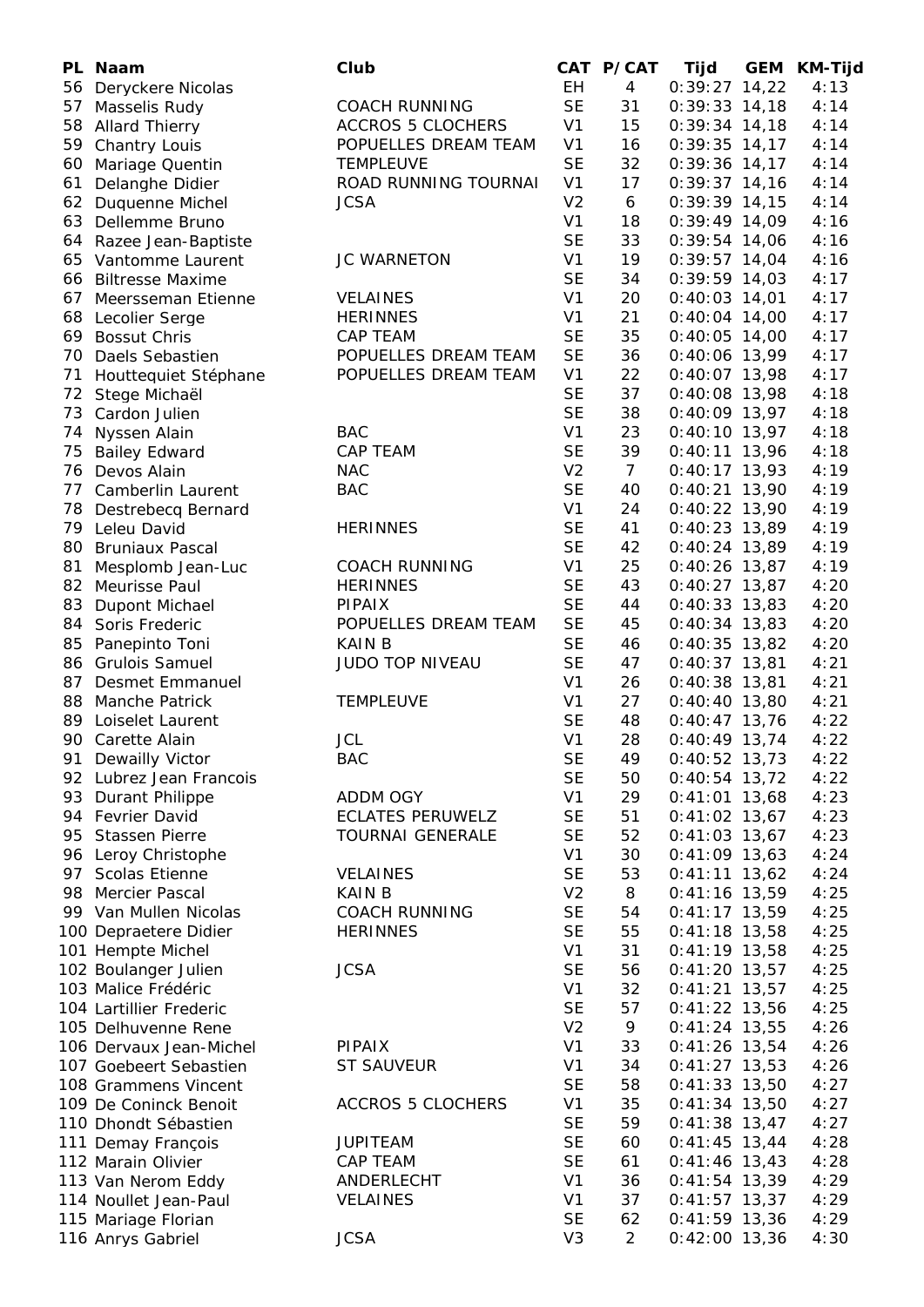| PL | Naam | Club | CAT | P/CAT | Tijd | GEM | KM-Tijd |
|---|---|---|---|---|---|---|---|
| 56 | Deryckere Nicolas | | EH | 4 | 0:39:27 | 14,22 | 4:13 |
| 57 | Masselis Rudy | COACH RUNNING | SE | 31 | 0:39:33 | 14,18 | 4:14 |
| 58 | Allard Thierry | ACCROS 5 CLOCHERS | V1 | 15 | 0:39:34 | 14,18 | 4:14 |
| 59 | Chantry Louis | POPUELLES DREAM TEAM | V1 | 16 | 0:39:35 | 14,17 | 4:14 |
| 60 | Mariage Quentin | TEMPLEUVE | SE | 32 | 0:39:36 | 14,17 | 4:14 |
| 61 | Delanghe Didier | ROAD RUNNING TOURNAI | V1 | 17 | 0:39:37 | 14,16 | 4:14 |
| 62 | Duquenne Michel | JCSA | V2 | 6 | 0:39:39 | 14,15 | 4:14 |
| 63 | Dellemme Bruno | | V1 | 18 | 0:39:49 | 14,09 | 4:16 |
| 64 | Razee Jean-Baptiste | | SE | 33 | 0:39:54 | 14,06 | 4:16 |
| 65 | Vantomme Laurent | JC WARNETON | V1 | 19 | 0:39:57 | 14,04 | 4:16 |
| 66 | Biltresse Maxime | | SE | 34 | 0:39:59 | 14,03 | 4:17 |
| 67 | Meersseman Etienne | VELAINES | V1 | 20 | 0:40:03 | 14,01 | 4:17 |
| 68 | Lecolier Serge | HERINNES | V1 | 21 | 0:40:04 | 14,00 | 4:17 |
| 69 | Bossut Chris | CAP TEAM | SE | 35 | 0:40:05 | 14,00 | 4:17 |
| 70 | Daels Sebastien | POPUELLES DREAM TEAM | SE | 36 | 0:40:06 | 13,99 | 4:17 |
| 71 | Houttequiet Stéphane | POPUELLES DREAM TEAM | V1 | 22 | 0:40:07 | 13,98 | 4:17 |
| 72 | Stege Michaël | | SE | 37 | 0:40:08 | 13,98 | 4:18 |
| 73 | Cardon Julien | | SE | 38 | 0:40:09 | 13,97 | 4:18 |
| 74 | Nyssen Alain | BAC | V1 | 23 | 0:40:10 | 13,97 | 4:18 |
| 75 | Bailey Edward | CAP TEAM | SE | 39 | 0:40:11 | 13,96 | 4:18 |
| 76 | Devos Alain | NAC | V2 | 7 | 0:40:17 | 13,93 | 4:19 |
| 77 | Camberlin Laurent | BAC | SE | 40 | 0:40:21 | 13,90 | 4:19 |
| 78 | Destrebecq Bernard | | V1 | 24 | 0:40:22 | 13,90 | 4:19 |
| 79 | Leleu David | HERINNES | SE | 41 | 0:40:23 | 13,89 | 4:19 |
| 80 | Bruniaux Pascal | | SE | 42 | 0:40:24 | 13,89 | 4:19 |
| 81 | Mesplomb Jean-Luc | COACH RUNNING | V1 | 25 | 0:40:26 | 13,87 | 4:19 |
| 82 | Meurisse Paul | HERINNES | SE | 43 | 0:40:27 | 13,87 | 4:20 |
| 83 | Dupont Michael | PIPAIX | SE | 44 | 0:40:33 | 13,83 | 4:20 |
| 84 | Soris Frederic | POPUELLES DREAM TEAM | SE | 45 | 0:40:34 | 13,83 | 4:20 |
| 85 | Panepinto Toni | KAIN B | SE | 46 | 0:40:35 | 13,82 | 4:20 |
| 86 | Grulois Samuel | JUDO TOP NIVEAU | SE | 47 | 0:40:37 | 13,81 | 4:21 |
| 87 | Desmet Emmanuel | | V1 | 26 | 0:40:38 | 13,81 | 4:21 |
| 88 | Manche Patrick | TEMPLEUVE | V1 | 27 | 0:40:40 | 13,80 | 4:21 |
| 89 | Loiselet Laurent | | SE | 48 | 0:40:47 | 13,76 | 4:22 |
| 90 | Carette Alain | JCL | V1 | 28 | 0:40:49 | 13,74 | 4:22 |
| 91 | Dewailly Victor | BAC | SE | 49 | 0:40:52 | 13,73 | 4:22 |
| 92 | Lubrez Jean Francois | | SE | 50 | 0:40:54 | 13,72 | 4:22 |
| 93 | Durant Philippe | ADDM OGY | V1 | 29 | 0:41:01 | 13,68 | 4:23 |
| 94 | Fevrier David | ECLATES PERUWELZ | SE | 51 | 0:41:02 | 13,67 | 4:23 |
| 95 | Stassen Pierre | TOURNAI GENERALE | SE | 52 | 0:41:03 | 13,67 | 4:23 |
| 96 | Leroy Christophe | | V1 | 30 | 0:41:09 | 13,63 | 4:24 |
| 97 | Scolas Etienne | VELAINES | SE | 53 | 0:41:11 | 13,62 | 4:24 |
| 98 | Mercier Pascal | KAIN B | V2 | 8 | 0:41:16 | 13,59 | 4:25 |
| 99 | Van Mullen Nicolas | COACH RUNNING | SE | 54 | 0:41:17 | 13,59 | 4:25 |
| 100 | Depraetere Didier | HERINNES | SE | 55 | 0:41:18 | 13,58 | 4:25 |
| 101 | Hempte Michel | | V1 | 31 | 0:41:19 | 13,58 | 4:25 |
| 102 | Boulanger Julien | JCSA | SE | 56 | 0:41:20 | 13,57 | 4:25 |
| 103 | Malice Frédéric | | V1 | 32 | 0:41:21 | 13,57 | 4:25 |
| 104 | Lartillier Frederic | | SE | 57 | 0:41:22 | 13,56 | 4:25 |
| 105 | Delhuvenne Rene | | V2 | 9 | 0:41:24 | 13,55 | 4:26 |
| 106 | Dervaux Jean-Michel | PIPAIX | V1 | 33 | 0:41:26 | 13,54 | 4:26 |
| 107 | Goebeert Sebastien | ST SAUVEUR | V1 | 34 | 0:41:27 | 13,53 | 4:26 |
| 108 | Grammens Vincent | | SE | 58 | 0:41:33 | 13,50 | 4:27 |
| 109 | De Coninck Benoit | ACCROS 5 CLOCHERS | V1 | 35 | 0:41:34 | 13,50 | 4:27 |
| 110 | Dhondt Sébastien | | SE | 59 | 0:41:38 | 13,47 | 4:27 |
| 111 | Demay François | JUPITEAM | SE | 60 | 0:41:45 | 13,44 | 4:28 |
| 112 | Marain Olivier | CAP TEAM | SE | 61 | 0:41:46 | 13,43 | 4:28 |
| 113 | Van Nerom Eddy | ANDERLECHT | V1 | 36 | 0:41:54 | 13,39 | 4:29 |
| 114 | Noullet Jean-Paul | VELAINES | V1 | 37 | 0:41:57 | 13,37 | 4:29 |
| 115 | Mariage Florian | | SE | 62 | 0:41:59 | 13,36 | 4:29 |
| 116 | Anrys Gabriel | JCSA | V3 | 2 | 0:42:00 | 13,36 | 4:30 |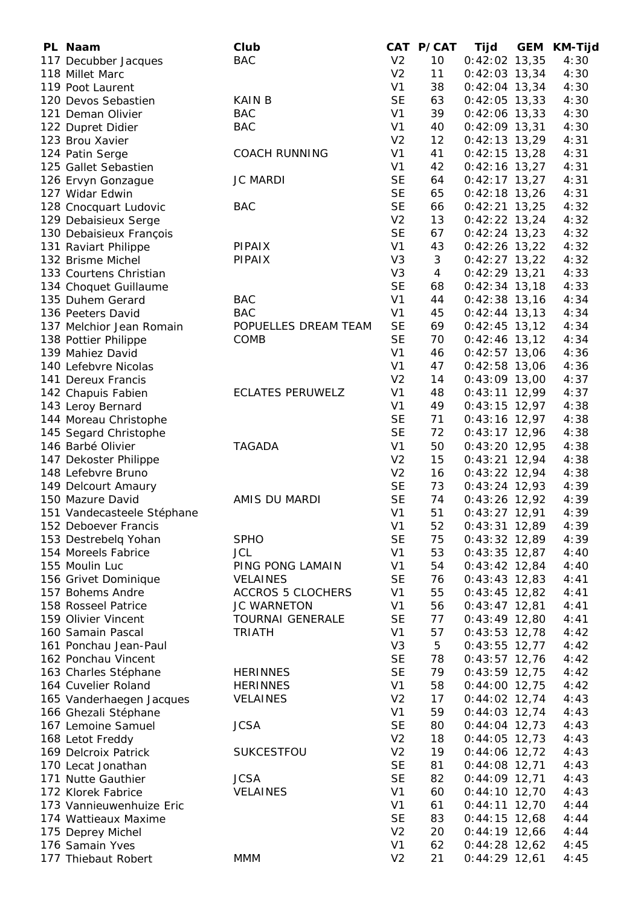| PL | Naam | Club | CAT | P/CAT | Tijd | GEM | KM-Tijd |
|---|---|---|---|---|---|---|---|
| 117 | Decubber Jacques | BAC | V2 | 10 | 0:42:02 | 13,35 | 4:30 |
| 118 | Millet Marc | | V2 | 11 | 0:42:03 | 13,34 | 4:30 |
| 119 | Poot Laurent | | V1 | 38 | 0:42:04 | 13,34 | 4:30 |
| 120 | Devos Sebastien | KAIN B | SE | 63 | 0:42:05 | 13,33 | 4:30 |
| 121 | Deman Olivier | BAC | V1 | 39 | 0:42:06 | 13,33 | 4:30 |
| 122 | Dupret Didier | BAC | V1 | 40 | 0:42:09 | 13,31 | 4:30 |
| 123 | Brou Xavier | | V2 | 12 | 0:42:13 | 13,29 | 4:31 |
| 124 | Patin Serge | COACH RUNNING | V1 | 41 | 0:42:15 | 13,28 | 4:31 |
| 125 | Gallet Sebastien | | V1 | 42 | 0:42:16 | 13,27 | 4:31 |
| 126 | Ervyn Gonzague | JC MARDI | SE | 64 | 0:42:17 | 13,27 | 4:31 |
| 127 | Widar Edwin | | SE | 65 | 0:42:18 | 13,26 | 4:31 |
| 128 | Cnocquart Ludovic | BAC | SE | 66 | 0:42:21 | 13,25 | 4:32 |
| 129 | Debaisieux Serge | | V2 | 13 | 0:42:22 | 13,24 | 4:32 |
| 130 | Debaisieux François | | SE | 67 | 0:42:24 | 13,23 | 4:32 |
| 131 | Raviart Philippe | PIPAIX | V1 | 43 | 0:42:26 | 13,22 | 4:32 |
| 132 | Brisme Michel | PIPAIX | V3 | 3 | 0:42:27 | 13,22 | 4:32 |
| 133 | Courtens Christian | | V3 | 4 | 0:42:29 | 13,21 | 4:33 |
| 134 | Choquet Guillaume | | SE | 68 | 0:42:34 | 13,18 | 4:33 |
| 135 | Duhem Gerard | BAC | V1 | 44 | 0:42:38 | 13,16 | 4:34 |
| 136 | Peeters David | BAC | V1 | 45 | 0:42:44 | 13,13 | 4:34 |
| 137 | Melchior Jean Romain | POPUELLES DREAM TEAM | SE | 69 | 0:42:45 | 13,12 | 4:34 |
| 138 | Pottier Philippe | COMB | SE | 70 | 0:42:46 | 13,12 | 4:34 |
| 139 | Mahiez David | | V1 | 46 | 0:42:57 | 13,06 | 4:36 |
| 140 | Lefebvre Nicolas | | V1 | 47 | 0:42:58 | 13,06 | 4:36 |
| 141 | Dereux Francis | | V2 | 14 | 0:43:09 | 13,00 | 4:37 |
| 142 | Chapuis Fabien | ECLATES PERUWELZ | V1 | 48 | 0:43:11 | 12,99 | 4:37 |
| 143 | Leroy Bernard | | V1 | 49 | 0:43:15 | 12,97 | 4:38 |
| 144 | Moreau Christophe | | SE | 71 | 0:43:16 | 12,97 | 4:38 |
| 145 | Segard Christophe | | SE | 72 | 0:43:17 | 12,96 | 4:38 |
| 146 | Barbé Olivier | TAGADA | V1 | 50 | 0:43:20 | 12,95 | 4:38 |
| 147 | Dekoster Philippe | | V2 | 15 | 0:43:21 | 12,94 | 4:38 |
| 148 | Lefebvre Bruno | | V2 | 16 | 0:43:22 | 12,94 | 4:38 |
| 149 | Delcourt Amaury | | SE | 73 | 0:43:24 | 12,93 | 4:39 |
| 150 | Mazure David | AMIS DU MARDI | SE | 74 | 0:43:26 | 12,92 | 4:39 |
| 151 | Vandecasteele Stéphane | | V1 | 51 | 0:43:27 | 12,91 | 4:39 |
| 152 | Deboever Francis | | V1 | 52 | 0:43:31 | 12,89 | 4:39 |
| 153 | Destrebelq Yohan | SPHO | SE | 75 | 0:43:32 | 12,89 | 4:39 |
| 154 | Moreels Fabrice | JCL | V1 | 53 | 0:43:35 | 12,87 | 4:40 |
| 155 | Moulin Luc | PING PONG LAMAIN | V1 | 54 | 0:43:42 | 12,84 | 4:40 |
| 156 | Grivet Dominique | VELAINES | SE | 76 | 0:43:43 | 12,83 | 4:41 |
| 157 | Bohems Andre | ACCROS 5 CLOCHERS | V1 | 55 | 0:43:45 | 12,82 | 4:41 |
| 158 | Rosseel Patrice | JC WARNETON | V1 | 56 | 0:43:47 | 12,81 | 4:41 |
| 159 | Olivier Vincent | TOURNAI GENERALE | SE | 77 | 0:43:49 | 12,80 | 4:41 |
| 160 | Samain Pascal | TRIATH | V1 | 57 | 0:43:53 | 12,78 | 4:42 |
| 161 | Ponchau Jean-Paul | | V3 | 5 | 0:43:55 | 12,77 | 4:42 |
| 162 | Ponchau Vincent | | SE | 78 | 0:43:57 | 12,76 | 4:42 |
| 163 | Charles Stéphane | HERINNES | SE | 79 | 0:43:59 | 12,75 | 4:42 |
| 164 | Cuvelier Roland | HERINNES | V1 | 58 | 0:44:00 | 12,75 | 4:42 |
| 165 | Vanderhaegen Jacques | VELAINES | V2 | 17 | 0:44:02 | 12,74 | 4:43 |
| 166 | Ghezali Stéphane | | V1 | 59 | 0:44:03 | 12,74 | 4:43 |
| 167 | Lemoine Samuel | JCSA | SE | 80 | 0:44:04 | 12,73 | 4:43 |
| 168 | Letot Freddy | | V2 | 18 | 0:44:05 | 12,73 | 4:43 |
| 169 | Delcroix Patrick | SUKCESTFOU | V2 | 19 | 0:44:06 | 12,72 | 4:43 |
| 170 | Lecat Jonathan | | SE | 81 | 0:44:08 | 12,71 | 4:43 |
| 171 | Nutte Gauthier | JCSA | SE | 82 | 0:44:09 | 12,71 | 4:43 |
| 172 | Klorek Fabrice | VELAINES | V1 | 60 | 0:44:10 | 12,70 | 4:43 |
| 173 | Vannieuwenhuize Eric | | V1 | 61 | 0:44:11 | 12,70 | 4:44 |
| 174 | Wattieaux Maxime | | SE | 83 | 0:44:15 | 12,68 | 4:44 |
| 175 | Deprey Michel | | V2 | 20 | 0:44:19 | 12,66 | 4:44 |
| 176 | Samain Yves | | V1 | 62 | 0:44:28 | 12,62 | 4:45 |
| 177 | Thiebaut Robert | MMM | V2 | 21 | 0:44:29 | 12,61 | 4:45 |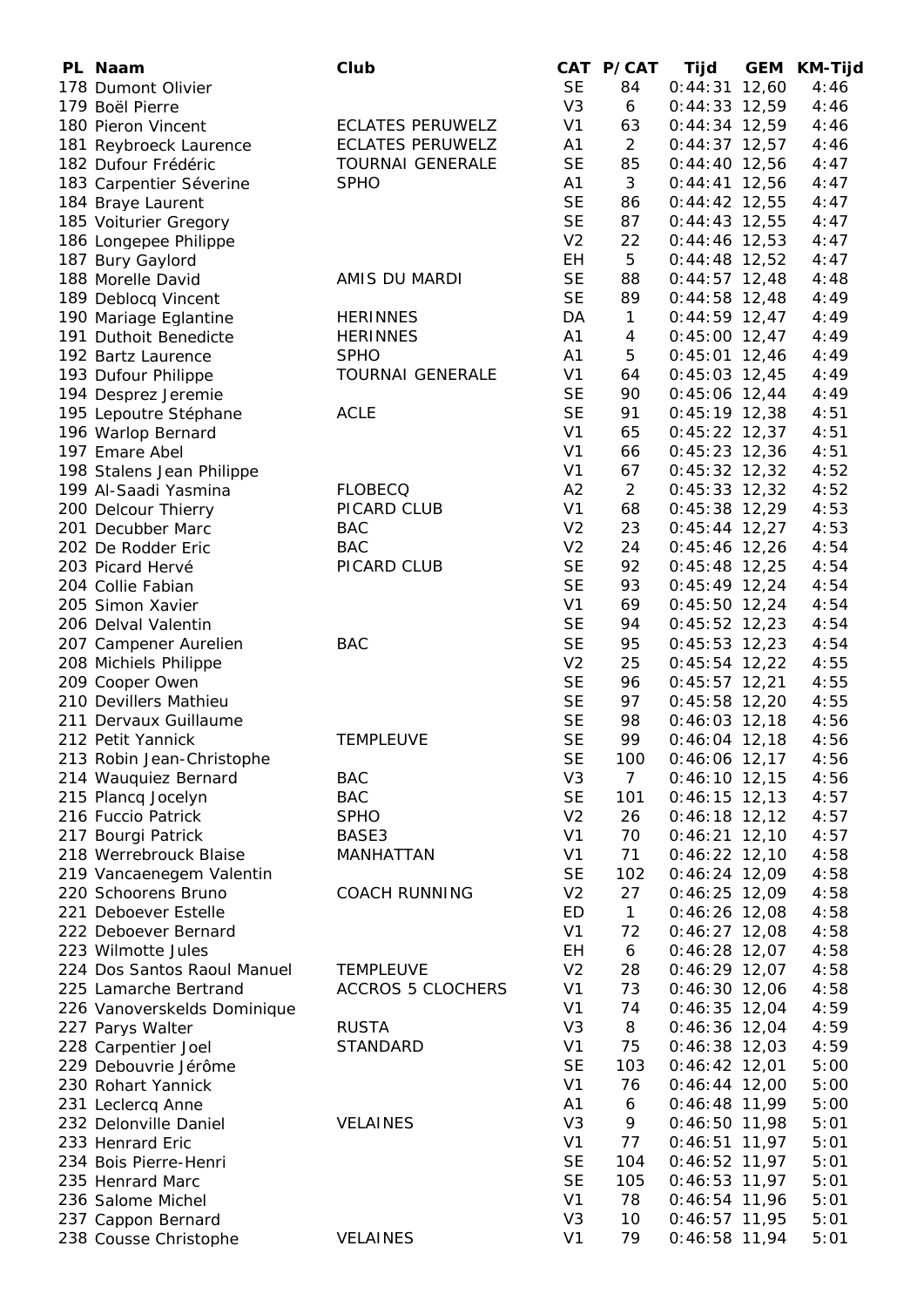| PL | Naam | Club | CAT | P/CAT | Tijd | GEM | KM-Tijd |
|---|---|---|---|---|---|---|---|
| 178 | Dumont Olivier | | SE | 84 | 0:44:31 | 12,60 | 4:46 |
| 179 | Boël Pierre | | V3 | 6 | 0:44:33 | 12,59 | 4:46 |
| 180 | Pieron Vincent | ECLATES PERUWELZ | V1 | 63 | 0:44:34 | 12,59 | 4:46 |
| 181 | Reybroeck Laurence | ECLATES PERUWELZ | A1 | 2 | 0:44:37 | 12,57 | 4:46 |
| 182 | Dufour Frédéric | TOURNAI GENERALE | SE | 85 | 0:44:40 | 12,56 | 4:47 |
| 183 | Carpentier Séverine | SPHO | A1 | 3 | 0:44:41 | 12,56 | 4:47 |
| 184 | Braye Laurent | | SE | 86 | 0:44:42 | 12,55 | 4:47 |
| 185 | Voiturier Gregory | | SE | 87 | 0:44:43 | 12,55 | 4:47 |
| 186 | Longepee Philippe | | V2 | 22 | 0:44:46 | 12,53 | 4:47 |
| 187 | Bury Gaylord | | EH | 5 | 0:44:48 | 12,52 | 4:47 |
| 188 | Morelle David | AMIS DU MARDI | SE | 88 | 0:44:57 | 12,48 | 4:48 |
| 189 | Deblocq Vincent | | SE | 89 | 0:44:58 | 12,48 | 4:49 |
| 190 | Mariage Eglantine | HERINNES | DA | 1 | 0:44:59 | 12,47 | 4:49 |
| 191 | Duthoit Benedicte | HERINNES | A1 | 4 | 0:45:00 | 12,47 | 4:49 |
| 192 | Bartz Laurence | SPHO | A1 | 5 | 0:45:01 | 12,46 | 4:49 |
| 193 | Dufour Philippe | TOURNAI GENERALE | V1 | 64 | 0:45:03 | 12,45 | 4:49 |
| 194 | Desprez Jeremie | | SE | 90 | 0:45:06 | 12,44 | 4:49 |
| 195 | Lepoutre Stéphane | ACLE | SE | 91 | 0:45:19 | 12,38 | 4:51 |
| 196 | Warlop Bernard | | V1 | 65 | 0:45:22 | 12,37 | 4:51 |
| 197 | Emare Abel | | V1 | 66 | 0:45:23 | 12,36 | 4:51 |
| 198 | Stalens Jean Philippe | | V1 | 67 | 0:45:32 | 12,32 | 4:52 |
| 199 | Al-Saadi Yasmina | FLOBECQ | A2 | 2 | 0:45:33 | 12,32 | 4:52 |
| 200 | Delcour Thierry | PICARD CLUB | V1 | 68 | 0:45:38 | 12,29 | 4:53 |
| 201 | Decubber Marc | BAC | V2 | 23 | 0:45:44 | 12,27 | 4:53 |
| 202 | De Rodder Eric | BAC | V2 | 24 | 0:45:46 | 12,26 | 4:54 |
| 203 | Picard Hervé | PICARD CLUB | SE | 92 | 0:45:48 | 12,25 | 4:54 |
| 204 | Collie Fabian | | SE | 93 | 0:45:49 | 12,24 | 4:54 |
| 205 | Simon Xavier | | V1 | 69 | 0:45:50 | 12,24 | 4:54 |
| 206 | Delval Valentin | | SE | 94 | 0:45:52 | 12,23 | 4:54 |
| 207 | Campener Aurelien | BAC | SE | 95 | 0:45:53 | 12,23 | 4:54 |
| 208 | Michiels Philippe | | V2 | 25 | 0:45:54 | 12,22 | 4:55 |
| 209 | Cooper Owen | | SE | 96 | 0:45:57 | 12,21 | 4:55 |
| 210 | Devillers Mathieu | | SE | 97 | 0:45:58 | 12,20 | 4:55 |
| 211 | Dervaux Guillaume | | SE | 98 | 0:46:03 | 12,18 | 4:56 |
| 212 | Petit Yannick | TEMPLEUVE | SE | 99 | 0:46:04 | 12,18 | 4:56 |
| 213 | Robin Jean-Christophe | | SE | 100 | 0:46:06 | 12,17 | 4:56 |
| 214 | Wauquiez Bernard | BAC | V3 | 7 | 0:46:10 | 12,15 | 4:56 |
| 215 | Plancq Jocelyn | BAC | SE | 101 | 0:46:15 | 12,13 | 4:57 |
| 216 | Fuccio Patrick | SPHO | V2 | 26 | 0:46:18 | 12,12 | 4:57 |
| 217 | Bourgi Patrick | BASE3 | V1 | 70 | 0:46:21 | 12,10 | 4:57 |
| 218 | Werrebrouck Blaise | MANHATTAN | V1 | 71 | 0:46:22 | 12,10 | 4:58 |
| 219 | Vancaenegem Valentin | | SE | 102 | 0:46:24 | 12,09 | 4:58 |
| 220 | Schoorens Bruno | COACH RUNNING | V2 | 27 | 0:46:25 | 12,09 | 4:58 |
| 221 | Deboever Estelle | | ED | 1 | 0:46:26 | 12,08 | 4:58 |
| 222 | Deboever Bernard | | V1 | 72 | 0:46:27 | 12,08 | 4:58 |
| 223 | Wilmotte Jules | | EH | 6 | 0:46:28 | 12,07 | 4:58 |
| 224 | Dos Santos Raoul Manuel | TEMPLEUVE | V2 | 28 | 0:46:29 | 12,07 | 4:58 |
| 225 | Lamarche Bertrand | ACCROS 5 CLOCHERS | V1 | 73 | 0:46:30 | 12,06 | 4:58 |
| 226 | Vanoverskelds Dominique | | V1 | 74 | 0:46:35 | 12,04 | 4:59 |
| 227 | Parys Walter | RUSTA | V3 | 8 | 0:46:36 | 12,04 | 4:59 |
| 228 | Carpentier Joel | STANDARD | V1 | 75 | 0:46:38 | 12,03 | 4:59 |
| 229 | Debouvrie Jérôme | | SE | 103 | 0:46:42 | 12,01 | 5:00 |
| 230 | Rohart Yannick | | V1 | 76 | 0:46:44 | 12,00 | 5:00 |
| 231 | Leclercq Anne | | A1 | 6 | 0:46:48 | 11,99 | 5:00 |
| 232 | Delonville Daniel | VELAINES | V3 | 9 | 0:46:50 | 11,98 | 5:01 |
| 233 | Henrard Eric | | V1 | 77 | 0:46:51 | 11,97 | 5:01 |
| 234 | Bois Pierre-Henri | | SE | 104 | 0:46:52 | 11,97 | 5:01 |
| 235 | Henrard Marc | | SE | 105 | 0:46:53 | 11,97 | 5:01 |
| 236 | Salome Michel | | V1 | 78 | 0:46:54 | 11,96 | 5:01 |
| 237 | Cappon Bernard | | V3 | 10 | 0:46:57 | 11,95 | 5:01 |
| 238 | Cousse Christophe | VELAINES | V1 | 79 | 0:46:58 | 11,94 | 5:01 |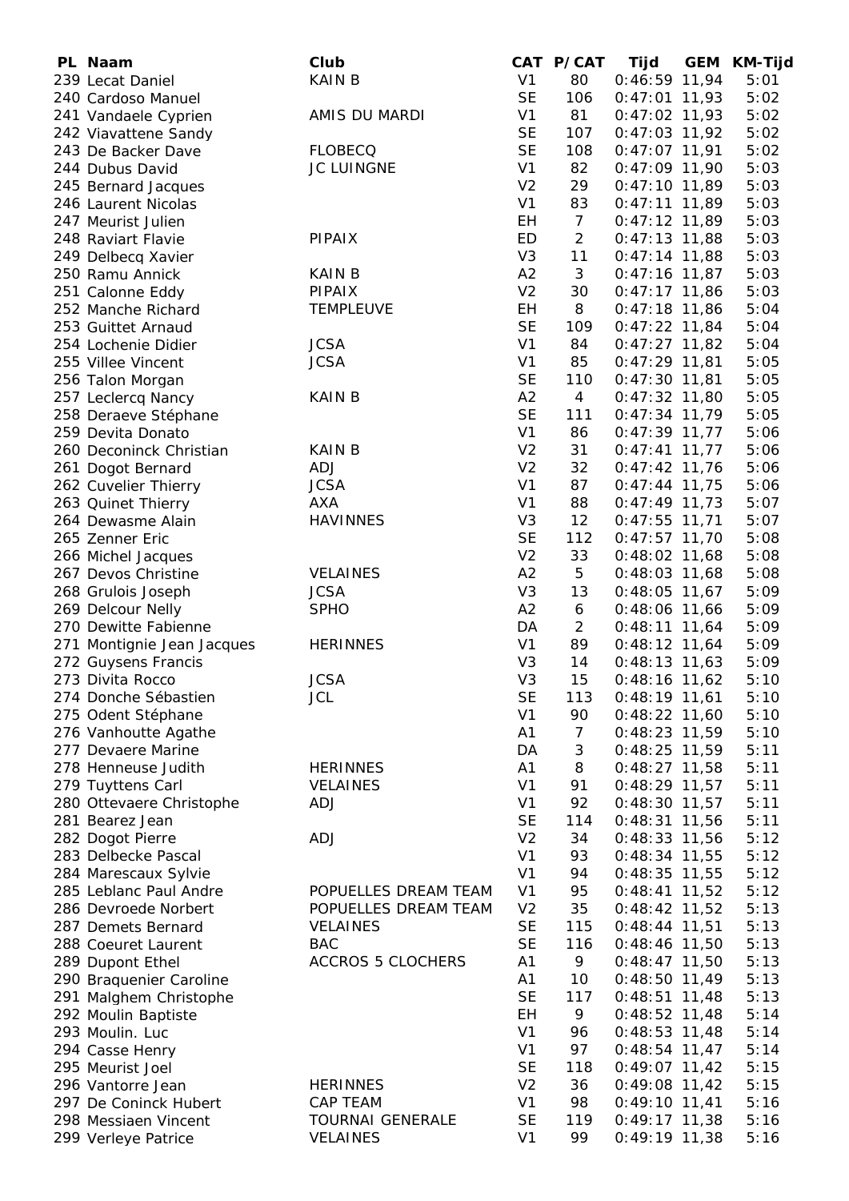| PL | Naam | Club | CAT | P/CAT | Tijd | GEM | KM-Tijd |
|---|---|---|---|---|---|---|---|
| 239 | Lecat Daniel | KAIN B | V1 | 80 | 0:46:59 | 11,94 | 5:01 |
| 240 | Cardoso Manuel | | SE | 106 | 0:47:01 | 11,93 | 5:02 |
| 241 | Vandaele Cyprien | AMIS DU MARDI | V1 | 81 | 0:47:02 | 11,93 | 5:02 |
| 242 | Viavattene Sandy | | SE | 107 | 0:47:03 | 11,92 | 5:02 |
| 243 | De Backer Dave | FLOBECQ | SE | 108 | 0:47:07 | 11,91 | 5:02 |
| 244 | Dubus David | JC LUINGNE | V1 | 82 | 0:47:09 | 11,90 | 5:03 |
| 245 | Bernard Jacques | | V2 | 29 | 0:47:10 | 11,89 | 5:03 |
| 246 | Laurent Nicolas | | V1 | 83 | 0:47:11 | 11,89 | 5:03 |
| 247 | Meurist Julien | | EH | 7 | 0:47:12 | 11,89 | 5:03 |
| 248 | Raviart Flavie | PIPAIX | ED | 2 | 0:47:13 | 11,88 | 5:03 |
| 249 | Delbecq Xavier | | V3 | 11 | 0:47:14 | 11,88 | 5:03 |
| 250 | Ramu Annick | KAIN B | A2 | 3 | 0:47:16 | 11,87 | 5:03 |
| 251 | Calonne Eddy | PIPAIX | V2 | 30 | 0:47:17 | 11,86 | 5:03 |
| 252 | Manche Richard | TEMPLEUVE | EH | 8 | 0:47:18 | 11,86 | 5:04 |
| 253 | Guittet Arnaud | | SE | 109 | 0:47:22 | 11,84 | 5:04 |
| 254 | Lochenie Didier | JCSA | V1 | 84 | 0:47:27 | 11,82 | 5:04 |
| 255 | Villee Vincent | JCSA | V1 | 85 | 0:47:29 | 11,81 | 5:05 |
| 256 | Talon Morgan | | SE | 110 | 0:47:30 | 11,81 | 5:05 |
| 257 | Leclercq Nancy | KAIN B | A2 | 4 | 0:47:32 | 11,80 | 5:05 |
| 258 | Deraeve Stéphane | | SE | 111 | 0:47:34 | 11,79 | 5:05 |
| 259 | Devita Donato | | V1 | 86 | 0:47:39 | 11,77 | 5:06 |
| 260 | Deconinck Christian | KAIN B | V2 | 31 | 0:47:41 | 11,77 | 5:06 |
| 261 | Dogot Bernard | ADJ | V2 | 32 | 0:47:42 | 11,76 | 5:06 |
| 262 | Cuvelier Thierry | JCSA | V1 | 87 | 0:47:44 | 11,75 | 5:06 |
| 263 | Quinet Thierry | AXA | V1 | 88 | 0:47:49 | 11,73 | 5:07 |
| 264 | Dewasme Alain | HAVINNES | V3 | 12 | 0:47:55 | 11,71 | 5:07 |
| 265 | Zenner Eric | | SE | 112 | 0:47:57 | 11,70 | 5:08 |
| 266 | Michel Jacques | | V2 | 33 | 0:48:02 | 11,68 | 5:08 |
| 267 | Devos Christine | VELAINES | A2 | 5 | 0:48:03 | 11,68 | 5:08 |
| 268 | Grulois Joseph | JCSA | V3 | 13 | 0:48:05 | 11,67 | 5:09 |
| 269 | Delcour Nelly | SPHO | A2 | 6 | 0:48:06 | 11,66 | 5:09 |
| 270 | Dewitte Fabienne | | DA | 2 | 0:48:11 | 11,64 | 5:09 |
| 271 | Montignie Jean Jacques | HERINNES | V1 | 89 | 0:48:12 | 11,64 | 5:09 |
| 272 | Guysens Francis | | V3 | 14 | 0:48:13 | 11,63 | 5:09 |
| 273 | Divita Rocco | JCSA | V3 | 15 | 0:48:16 | 11,62 | 5:10 |
| 274 | Donche Sébastien | JCL | SE | 113 | 0:48:19 | 11,61 | 5:10 |
| 275 | Odent Stéphane | | V1 | 90 | 0:48:22 | 11,60 | 5:10 |
| 276 | Vanhoutte Agathe | | A1 | 7 | 0:48:23 | 11,59 | 5:10 |
| 277 | Devaere Marine | | DA | 3 | 0:48:25 | 11,59 | 5:11 |
| 278 | Henneuse Judith | HERINNES | A1 | 8 | 0:48:27 | 11,58 | 5:11 |
| 279 | Tuyttens Carl | VELAINES | V1 | 91 | 0:48:29 | 11,57 | 5:11 |
| 280 | Ottevaere Christophe | ADJ | V1 | 92 | 0:48:30 | 11,57 | 5:11 |
| 281 | Bearez Jean | | SE | 114 | 0:48:31 | 11,56 | 5:11 |
| 282 | Dogot Pierre | ADJ | V2 | 34 | 0:48:33 | 11,56 | 5:12 |
| 283 | Delbecke Pascal | | V1 | 93 | 0:48:34 | 11,55 | 5:12 |
| 284 | Marescaux Sylvie | | V1 | 94 | 0:48:35 | 11,55 | 5:12 |
| 285 | Leblanc Paul Andre | POPUELLES DREAM TEAM | V1 | 95 | 0:48:41 | 11,52 | 5:12 |
| 286 | Devroede Norbert | POPUELLES DREAM TEAM | V2 | 35 | 0:48:42 | 11,52 | 5:13 |
| 287 | Demets Bernard | VELAINES | SE | 115 | 0:48:44 | 11,51 | 5:13 |
| 288 | Coeuret Laurent | BAC | SE | 116 | 0:48:46 | 11,50 | 5:13 |
| 289 | Dupont Ethel | ACCROS 5 CLOCHERS | A1 | 9 | 0:48:47 | 11,50 | 5:13 |
| 290 | Braquenier Caroline | | A1 | 10 | 0:48:50 | 11,49 | 5:13 |
| 291 | Malghem Christophe | | SE | 117 | 0:48:51 | 11,48 | 5:13 |
| 292 | Moulin Baptiste | | EH | 9 | 0:48:52 | 11,48 | 5:14 |
| 293 | Moulin. Luc | | V1 | 96 | 0:48:53 | 11,48 | 5:14 |
| 294 | Casse Henry | | V1 | 97 | 0:48:54 | 11,47 | 5:14 |
| 295 | Meurist Joel | | SE | 118 | 0:49:07 | 11,42 | 5:15 |
| 296 | Vantorre Jean | HERINNES | V2 | 36 | 0:49:08 | 11,42 | 5:15 |
| 297 | De Coninck Hubert | CAP TEAM | V1 | 98 | 0:49:10 | 11,41 | 5:16 |
| 298 | Messiaen Vincent | TOURNAI GENERALE | SE | 119 | 0:49:17 | 11,38 | 5:16 |
| 299 | Verleye Patrice | VELAINES | V1 | 99 | 0:49:19 | 11,38 | 5:16 |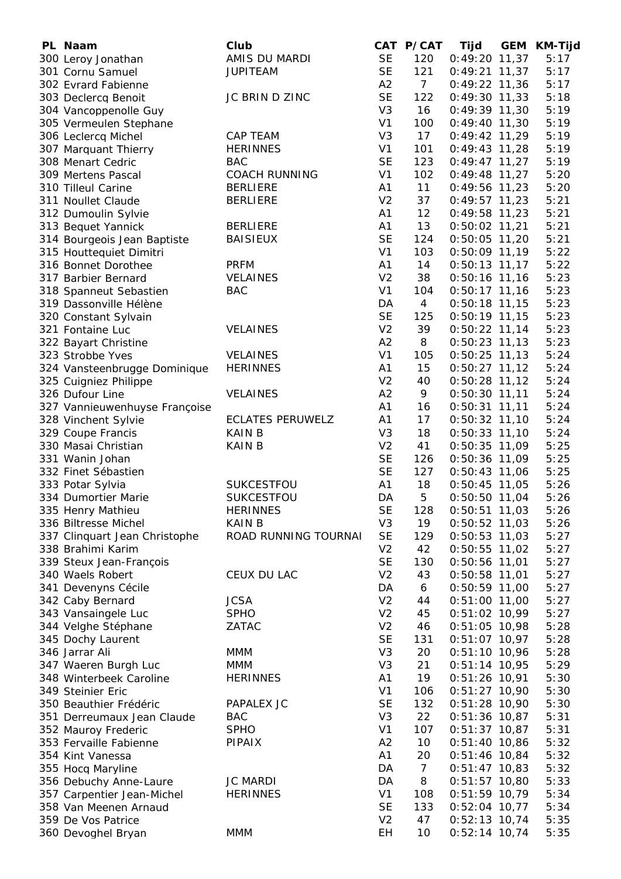| PL | Naam | Club | CAT | P/CAT | Tijd | GEM | KM-Tijd |
|---|---|---|---|---|---|---|---|
| 300 | Leroy Jonathan | AMIS DU MARDI | SE | 120 | 0:49:20 | 11,37 | 5:17 |
| 301 | Cornu Samuel | JUPITEAM | SE | 121 | 0:49:21 | 11,37 | 5:17 |
| 302 | Evrard Fabienne | | A2 | 7 | 0:49:22 | 11,36 | 5:17 |
| 303 | Declercq Benoit | JC BRIN D ZINC | SE | 122 | 0:49:30 | 11,33 | 5:18 |
| 304 | Vancoppenolle Guy | | V3 | 16 | 0:49:39 | 11,30 | 5:19 |
| 305 | Vermeulen Stephane | | V1 | 100 | 0:49:40 | 11,30 | 5:19 |
| 306 | Leclercq Michel | CAP TEAM | V3 | 17 | 0:49:42 | 11,29 | 5:19 |
| 307 | Marquant Thierry | HERINNES | V1 | 101 | 0:49:43 | 11,28 | 5:19 |
| 308 | Menart Cedric | BAC | SE | 123 | 0:49:47 | 11,27 | 5:19 |
| 309 | Mertens Pascal | COACH RUNNING | V1 | 102 | 0:49:48 | 11,27 | 5:20 |
| 310 | Tilleul Carine | BERLIERE | A1 | 11 | 0:49:56 | 11,23 | 5:20 |
| 311 | Noullet Claude | BERLIERE | V2 | 37 | 0:49:57 | 11,23 | 5:21 |
| 312 | Dumoulin Sylvie | | A1 | 12 | 0:49:58 | 11,23 | 5:21 |
| 313 | Bequet Yannick | BERLIERE | A1 | 13 | 0:50:02 | 11,21 | 5:21 |
| 314 | Bourgeois Jean Baptiste | BAISIEUX | SE | 124 | 0:50:05 | 11,20 | 5:21 |
| 315 | Houttequiet Dimitri | | V1 | 103 | 0:50:09 | 11,19 | 5:22 |
| 316 | Bonnet Dorothee | PRFM | A1 | 14 | 0:50:13 | 11,17 | 5:22 |
| 317 | Barbier Bernard | VELAINES | V2 | 38 | 0:50:16 | 11,16 | 5:23 |
| 318 | Spanneut Sebastien | BAC | V1 | 104 | 0:50:17 | 11,16 | 5:23 |
| 319 | Dassonville Hélène | | DA | 4 | 0:50:18 | 11,15 | 5:23 |
| 320 | Constant Sylvain | | SE | 125 | 0:50:19 | 11,15 | 5:23 |
| 321 | Fontaine Luc | VELAINES | V2 | 39 | 0:50:22 | 11,14 | 5:23 |
| 322 | Bayart Christine | | A2 | 8 | 0:50:23 | 11,13 | 5:23 |
| 323 | Strobbe Yves | VELAINES | V1 | 105 | 0:50:25 | 11,13 | 5:24 |
| 324 | Vansteenbrugge Dominique | HERINNES | A1 | 15 | 0:50:27 | 11,12 | 5:24 |
| 325 | Cuigniez Philippe | | V2 | 40 | 0:50:28 | 11,12 | 5:24 |
| 326 | Dufour Line | VELAINES | A2 | 9 | 0:50:30 | 11,11 | 5:24 |
| 327 | Vannieuwenhuyse Françoise | | A1 | 16 | 0:50:31 | 11,11 | 5:24 |
| 328 | Vinchent Sylvie | ECLATES PERUWELZ | A1 | 17 | 0:50:32 | 11,10 | 5:24 |
| 329 | Coupe Francis | KAIN B | V3 | 18 | 0:50:33 | 11,10 | 5:24 |
| 330 | Masai Christian | KAIN B | V2 | 41 | 0:50:35 | 11,09 | 5:25 |
| 331 | Wanin Johan | | SE | 126 | 0:50:36 | 11,09 | 5:25 |
| 332 | Finet Sébastien | | SE | 127 | 0:50:43 | 11,06 | 5:25 |
| 333 | Potar Sylvia | SUKCESTFOU | A1 | 18 | 0:50:45 | 11,05 | 5:26 |
| 334 | Dumortier Marie | SUKCESTFOU | DA | 5 | 0:50:50 | 11,04 | 5:26 |
| 335 | Henry Mathieu | HERINNES | SE | 128 | 0:50:51 | 11,03 | 5:26 |
| 336 | Biltresse Michel | KAIN B | V3 | 19 | 0:50:52 | 11,03 | 5:26 |
| 337 | Clinquart Jean Christophe | ROAD RUNNING TOURNAI | SE | 129 | 0:50:53 | 11,03 | 5:27 |
| 338 | Brahimi Karim | | V2 | 42 | 0:50:55 | 11,02 | 5:27 |
| 339 | Steux Jean-François | | SE | 130 | 0:50:56 | 11,01 | 5:27 |
| 340 | Waels Robert | CEUX DU LAC | V2 | 43 | 0:50:58 | 11,01 | 5:27 |
| 341 | Devenyns Cécile | | DA | 6 | 0:50:59 | 11,00 | 5:27 |
| 342 | Caby Bernard | JCSA | V2 | 44 | 0:51:00 | 11,00 | 5:27 |
| 343 | Vansaingele Luc | SPHO | V2 | 45 | 0:51:02 | 10,99 | 5:27 |
| 344 | Velghe Stéphane | ZATAC | V2 | 46 | 0:51:05 | 10,98 | 5:28 |
| 345 | Dochy Laurent | | SE | 131 | 0:51:07 | 10,97 | 5:28 |
| 346 | Jarrar Ali | MMM | V3 | 20 | 0:51:10 | 10,96 | 5:28 |
| 347 | Waeren Burgh Luc | MMM | V3 | 21 | 0:51:14 | 10,95 | 5:29 |
| 348 | Winterbeek Caroline | HERINNES | A1 | 19 | 0:51:26 | 10,91 | 5:30 |
| 349 | Steinier Eric | | V1 | 106 | 0:51:27 | 10,90 | 5:30 |
| 350 | Beauthier Frédéric | PAPALEX JC | SE | 132 | 0:51:28 | 10,90 | 5:30 |
| 351 | Derreumaux Jean Claude | BAC | V3 | 22 | 0:51:36 | 10,87 | 5:31 |
| 352 | Mauroy Frederic | SPHO | V1 | 107 | 0:51:37 | 10,87 | 5:31 |
| 353 | Fervaille Fabienne | PIPAIX | A2 | 10 | 0:51:40 | 10,86 | 5:32 |
| 354 | Kint Vanessa | | A1 | 20 | 0:51:46 | 10,84 | 5:32 |
| 355 | Hocq Maryline | | DA | 7 | 0:51:47 | 10,83 | 5:32 |
| 356 | Debuchy Anne-Laure | JC MARDI | DA | 8 | 0:51:57 | 10,80 | 5:33 |
| 357 | Carpentier Jean-Michel | HERINNES | V1 | 108 | 0:51:59 | 10,79 | 5:34 |
| 358 | Van Meenen Arnaud | | SE | 133 | 0:52:04 | 10,77 | 5:34 |
| 359 | De Vos Patrice | | V2 | 47 | 0:52:13 | 10,74 | 5:35 |
| 360 | Devoghel Bryan | MMM | EH | 10 | 0:52:14 | 10,74 | 5:35 |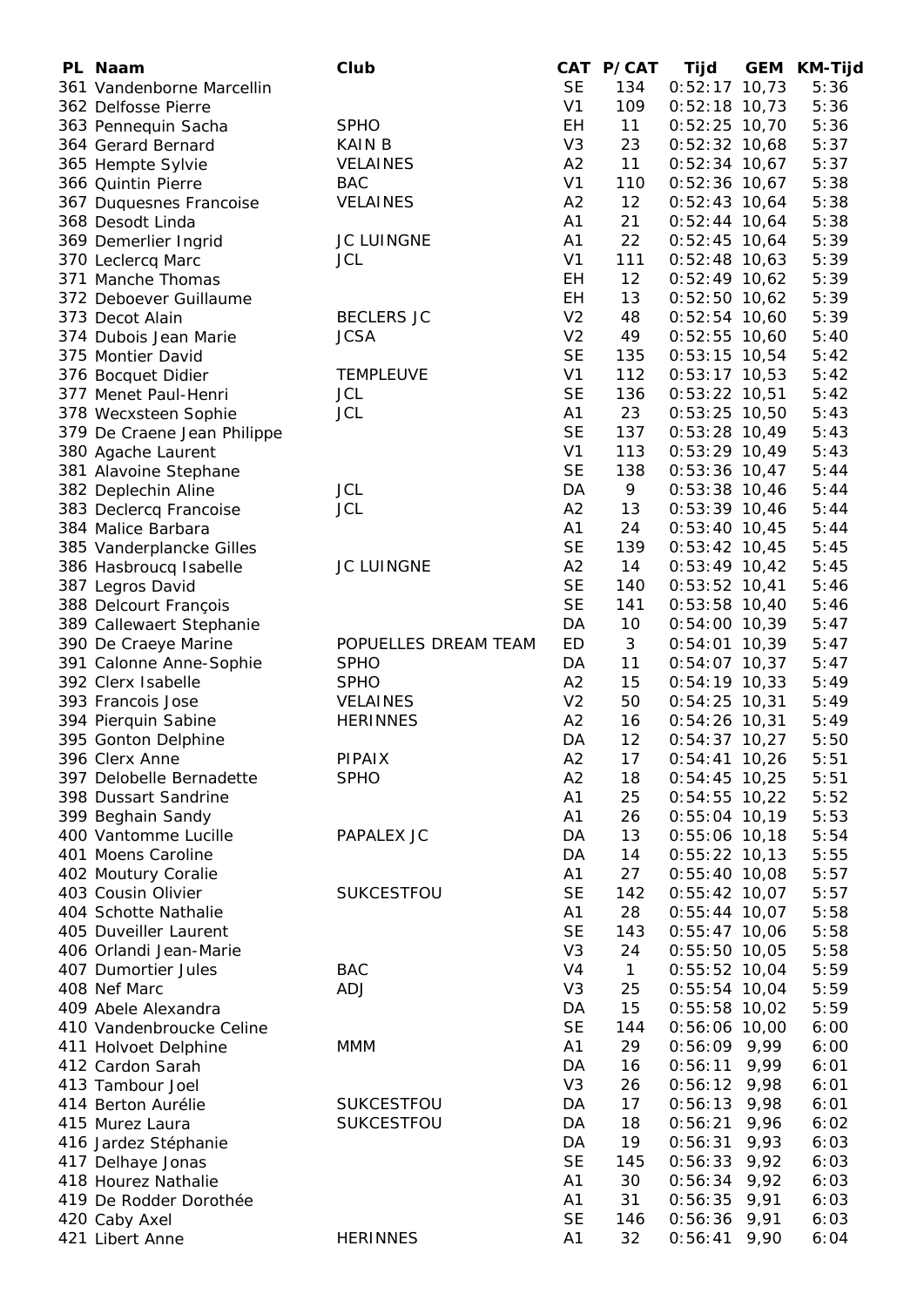| PL | Naam | Club | CAT | P/CAT | Tijd | GEM | KM-Tijd |
|---|---|---|---|---|---|---|---|
| 361 | Vandenborne Marcellin | | SE | 134 | 0:52:17 | 10,73 | 5:36 |
| 362 | Delfosse Pierre | | V1 | 109 | 0:52:18 | 10,73 | 5:36 |
| 363 | Pennequin Sacha | SPHO | EH | 11 | 0:52:25 | 10,70 | 5:36 |
| 364 | Gerard Bernard | KAIN B | V3 | 23 | 0:52:32 | 10,68 | 5:37 |
| 365 | Hempte Sylvie | VELAINES | A2 | 11 | 0:52:34 | 10,67 | 5:37 |
| 366 | Quintin Pierre | BAC | V1 | 110 | 0:52:36 | 10,67 | 5:38 |
| 367 | Duquesnes Francoise | VELAINES | A2 | 12 | 0:52:43 | 10,64 | 5:38 |
| 368 | Desodt Linda | | A1 | 21 | 0:52:44 | 10,64 | 5:38 |
| 369 | Demerlier Ingrid | JC LUINGNE | A1 | 22 | 0:52:45 | 10,64 | 5:39 |
| 370 | Leclercq Marc | JCL | V1 | 111 | 0:52:48 | 10,63 | 5:39 |
| 371 | Manche Thomas | | EH | 12 | 0:52:49 | 10,62 | 5:39 |
| 372 | Deboever Guillaume | | EH | 13 | 0:52:50 | 10,62 | 5:39 |
| 373 | Decot Alain | BECLERS JC | V2 | 48 | 0:52:54 | 10,60 | 5:39 |
| 374 | Dubois Jean Marie | JCSA | V2 | 49 | 0:52:55 | 10,60 | 5:40 |
| 375 | Montier David | | SE | 135 | 0:53:15 | 10,54 | 5:42 |
| 376 | Bocquet Didier | TEMPLEUVE | V1 | 112 | 0:53:17 | 10,53 | 5:42 |
| 377 | Menet Paul-Henri | JCL | SE | 136 | 0:53:22 | 10,51 | 5:42 |
| 378 | Wecxsteen Sophie | JCL | A1 | 23 | 0:53:25 | 10,50 | 5:43 |
| 379 | De Craene Jean Philippe | | SE | 137 | 0:53:28 | 10,49 | 5:43 |
| 380 | Agache Laurent | | V1 | 113 | 0:53:29 | 10,49 | 5:43 |
| 381 | Alavoine Stephane | | SE | 138 | 0:53:36 | 10,47 | 5:44 |
| 382 | Deplechin Aline | JCL | DA | 9 | 0:53:38 | 10,46 | 5:44 |
| 383 | Declercq Francoise | JCL | A2 | 13 | 0:53:39 | 10,46 | 5:44 |
| 384 | Malice Barbara | | A1 | 24 | 0:53:40 | 10,45 | 5:44 |
| 385 | Vanderplancke Gilles | | SE | 139 | 0:53:42 | 10,45 | 5:45 |
| 386 | Hasbroucq Isabelle | JC LUINGNE | A2 | 14 | 0:53:49 | 10,42 | 5:45 |
| 387 | Legros David | | SE | 140 | 0:53:52 | 10,41 | 5:46 |
| 388 | Delcourt François | | SE | 141 | 0:53:58 | 10,40 | 5:46 |
| 389 | Callewaert Stephanie | | DA | 10 | 0:54:00 | 10,39 | 5:47 |
| 390 | De Craeye Marine | POPUELLES DREAM TEAM | ED | 3 | 0:54:01 | 10,39 | 5:47 |
| 391 | Calonne Anne-Sophie | SPHO | DA | 11 | 0:54:07 | 10,37 | 5:47 |
| 392 | Clerx Isabelle | SPHO | A2 | 15 | 0:54:19 | 10,33 | 5:49 |
| 393 | Francois Jose | VELAINES | V2 | 50 | 0:54:25 | 10,31 | 5:49 |
| 394 | Pierquin Sabine | HERINNES | A2 | 16 | 0:54:26 | 10,31 | 5:49 |
| 395 | Gonton Delphine | | DA | 12 | 0:54:37 | 10,27 | 5:50 |
| 396 | Clerx Anne | PIPAIX | A2 | 17 | 0:54:41 | 10,26 | 5:51 |
| 397 | Delobelle Bernadette | SPHO | A2 | 18 | 0:54:45 | 10,25 | 5:51 |
| 398 | Dussart Sandrine | | A1 | 25 | 0:54:55 | 10,22 | 5:52 |
| 399 | Beghain Sandy | | A1 | 26 | 0:55:04 | 10,19 | 5:53 |
| 400 | Vantomme Lucille | PAPALEX JC | DA | 13 | 0:55:06 | 10,18 | 5:54 |
| 401 | Moens Caroline | | DA | 14 | 0:55:22 | 10,13 | 5:55 |
| 402 | Moutury Coralie | | A1 | 27 | 0:55:40 | 10,08 | 5:57 |
| 403 | Cousin Olivier | SUKCESTFOU | SE | 142 | 0:55:42 | 10,07 | 5:57 |
| 404 | Schotte Nathalie | | A1 | 28 | 0:55:44 | 10,07 | 5:58 |
| 405 | Duveiller Laurent | | SE | 143 | 0:55:47 | 10,06 | 5:58 |
| 406 | Orlandi Jean-Marie | | V3 | 24 | 0:55:50 | 10,05 | 5:58 |
| 407 | Dumortier Jules | BAC | V4 | 1 | 0:55:52 | 10,04 | 5:59 |
| 408 | Nef Marc | ADJ | V3 | 25 | 0:55:54 | 10,04 | 5:59 |
| 409 | Abele Alexandra | | DA | 15 | 0:55:58 | 10,02 | 5:59 |
| 410 | Vandenbroucke Celine | | SE | 144 | 0:56:06 | 10,00 | 6:00 |
| 411 | Holvoet Delphine | MMM | A1 | 29 | 0:56:09 | 9,99 | 6:00 |
| 412 | Cardon Sarah | | DA | 16 | 0:56:11 | 9,99 | 6:01 |
| 413 | Tambour Joel | | V3 | 26 | 0:56:12 | 9,98 | 6:01 |
| 414 | Berton Aurélie | SUKCESTFOU | DA | 17 | 0:56:13 | 9,98 | 6:01 |
| 415 | Murez Laura | SUKCESTFOU | DA | 18 | 0:56:21 | 9,96 | 6:02 |
| 416 | Jardez Stéphanie | | DA | 19 | 0:56:31 | 9,93 | 6:03 |
| 417 | Delhaye Jonas | | SE | 145 | 0:56:33 | 9,92 | 6:03 |
| 418 | Hourez Nathalie | | A1 | 30 | 0:56:34 | 9,92 | 6:03 |
| 419 | De Rodder Dorothée | | A1 | 31 | 0:56:35 | 9,91 | 6:03 |
| 420 | Caby Axel | | SE | 146 | 0:56:36 | 9,91 | 6:03 |
| 421 | Libert Anne | HERINNES | A1 | 32 | 0:56:41 | 9,90 | 6:04 |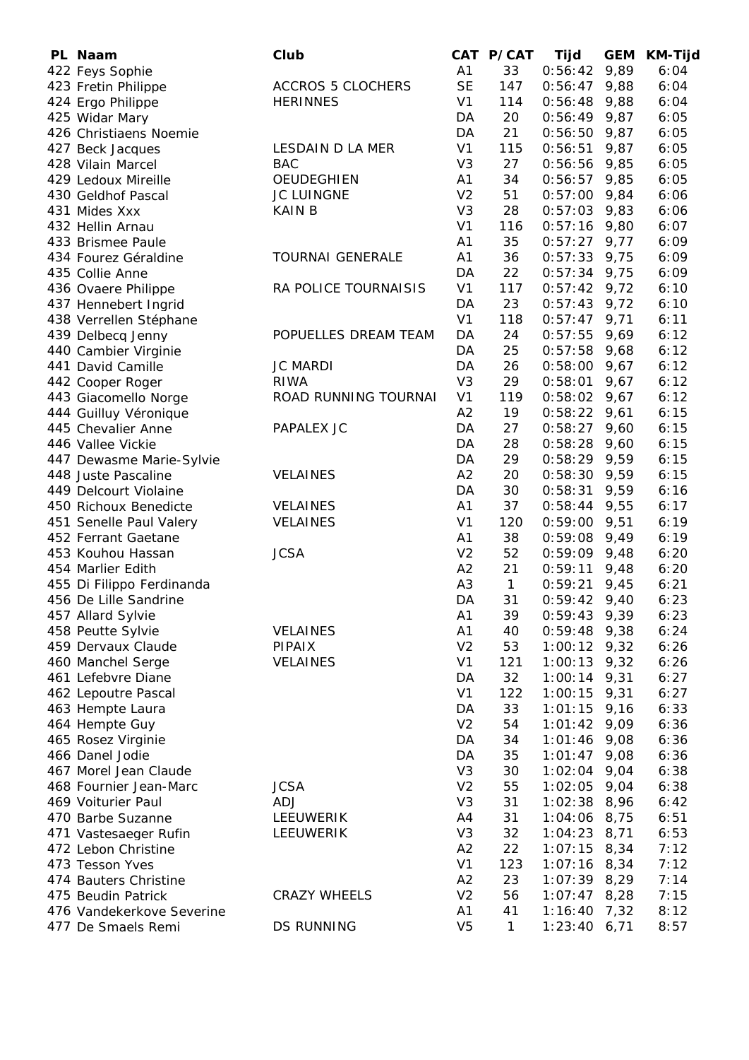| PL | Naam | Club | CAT | P/CAT | Tijd | GEM | KM-Tijd |
|---|---|---|---|---|---|---|---|
| 422 | Feys Sophie | | A1 | 33 | 0:56:42 | 9,89 | 6:04 |
| 423 | Fretin Philippe | ACCROS 5 CLOCHERS | SE | 147 | 0:56:47 | 9,88 | 6:04 |
| 424 | Ergo Philippe | HERINNES | V1 | 114 | 0:56:48 | 9,88 | 6:04 |
| 425 | Widar Mary | | DA | 20 | 0:56:49 | 9,87 | 6:05 |
| 426 | Christiaens Noemie | | DA | 21 | 0:56:50 | 9,87 | 6:05 |
| 427 | Beck Jacques | LESDAIN D LA MER | V1 | 115 | 0:56:51 | 9,87 | 6:05 |
| 428 | Vilain Marcel | BAC | V3 | 27 | 0:56:56 | 9,85 | 6:05 |
| 429 | Ledoux Mireille | OEUDEGHIEN | A1 | 34 | 0:56:57 | 9,85 | 6:05 |
| 430 | Geldhof Pascal | JC LUINGNE | V2 | 51 | 0:57:00 | 9,84 | 6:06 |
| 431 | Mides Xxx | KAIN B | V3 | 28 | 0:57:03 | 9,83 | 6:06 |
| 432 | Hellin Arnau | | V1 | 116 | 0:57:16 | 9,80 | 6:07 |
| 433 | Brismee Paule | | A1 | 35 | 0:57:27 | 9,77 | 6:09 |
| 434 | Fourez Géraldine | TOURNAI GENERALE | A1 | 36 | 0:57:33 | 9,75 | 6:09 |
| 435 | Collie Anne | | DA | 22 | 0:57:34 | 9,75 | 6:09 |
| 436 | Ovaere Philippe | RA POLICE TOURNAISIS | V1 | 117 | 0:57:42 | 9,72 | 6:10 |
| 437 | Hennebert Ingrid | | DA | 23 | 0:57:43 | 9,72 | 6:10 |
| 438 | Verrellen Stéphane | | V1 | 118 | 0:57:47 | 9,71 | 6:11 |
| 439 | Delbecq Jenny | POPUELLES DREAM TEAM | DA | 24 | 0:57:55 | 9,69 | 6:12 |
| 440 | Cambier Virginie | | DA | 25 | 0:57:58 | 9,68 | 6:12 |
| 441 | David Camille | JC MARDI | DA | 26 | 0:58:00 | 9,67 | 6:12 |
| 442 | Cooper Roger | RIWA | V3 | 29 | 0:58:01 | 9,67 | 6:12 |
| 443 | Giacomello Norge | ROAD RUNNING TOURNAI | V1 | 119 | 0:58:02 | 9,67 | 6:12 |
| 444 | Guilluy Véronique | | A2 | 19 | 0:58:22 | 9,61 | 6:15 |
| 445 | Chevalier Anne | PAPALEX JC | DA | 27 | 0:58:27 | 9,60 | 6:15 |
| 446 | Vallee Vickie | | DA | 28 | 0:58:28 | 9,60 | 6:15 |
| 447 | Dewasme Marie-Sylvie | | DA | 29 | 0:58:29 | 9,59 | 6:15 |
| 448 | Juste Pascaline | VELAINES | A2 | 20 | 0:58:30 | 9,59 | 6:15 |
| 449 | Delcourt Violaine | | DA | 30 | 0:58:31 | 9,59 | 6:16 |
| 450 | Richoux Benedicte | VELAINES | A1 | 37 | 0:58:44 | 9,55 | 6:17 |
| 451 | Senelle Paul Valery | VELAINES | V1 | 120 | 0:59:00 | 9,51 | 6:19 |
| 452 | Ferrant Gaetane | | A1 | 38 | 0:59:08 | 9,49 | 6:19 |
| 453 | Kouhou Hassan | JCSA | V2 | 52 | 0:59:09 | 9,48 | 6:20 |
| 454 | Marlier Edith | | A2 | 21 | 0:59:11 | 9,48 | 6:20 |
| 455 | Di Filippo Ferdinanda | | A3 | 1 | 0:59:21 | 9,45 | 6:21 |
| 456 | De Lille Sandrine | | DA | 31 | 0:59:42 | 9,40 | 6:23 |
| 457 | Allard Sylvie | | A1 | 39 | 0:59:43 | 9,39 | 6:23 |
| 458 | Peutte Sylvie | VELAINES | A1 | 40 | 0:59:48 | 9,38 | 6:24 |
| 459 | Dervaux Claude | PIPAIX | V2 | 53 | 1:00:12 | 9,32 | 6:26 |
| 460 | Manchel Serge | VELAINES | V1 | 121 | 1:00:13 | 9,32 | 6:26 |
| 461 | Lefebvre Diane | | DA | 32 | 1:00:14 | 9,31 | 6:27 |
| 462 | Lepoutre Pascal | | V1 | 122 | 1:00:15 | 9,31 | 6:27 |
| 463 | Hempte Laura | | DA | 33 | 1:01:15 | 9,16 | 6:33 |
| 464 | Hempte Guy | | V2 | 54 | 1:01:42 | 9,09 | 6:36 |
| 465 | Rosez Virginie | | DA | 34 | 1:01:46 | 9,08 | 6:36 |
| 466 | Danel Jodie | | DA | 35 | 1:01:47 | 9,08 | 6:36 |
| 467 | Morel Jean Claude | | V3 | 30 | 1:02:04 | 9,04 | 6:38 |
| 468 | Fournier Jean-Marc | JCSA | V2 | 55 | 1:02:05 | 9,04 | 6:38 |
| 469 | Voiturier Paul | ADJ | V3 | 31 | 1:02:38 | 8,96 | 6:42 |
| 470 | Barbe Suzanne | LEEUWERIK | A4 | 31 | 1:04:06 | 8,75 | 6:51 |
| 471 | Vastesaeger Rufin | LEEUWERIK | V3 | 32 | 1:04:23 | 8,71 | 6:53 |
| 472 | Lebon Christine | | A2 | 22 | 1:07:15 | 8,34 | 7:12 |
| 473 | Tesson Yves | | V1 | 123 | 1:07:16 | 8,34 | 7:12 |
| 474 | Bauters Christine | | A2 | 23 | 1:07:39 | 8,29 | 7:14 |
| 475 | Beudin Patrick | CRAZY WHEELS | V2 | 56 | 1:07:47 | 8,28 | 7:15 |
| 476 | Vandekerkove Severine | | A1 | 41 | 1:16:40 | 7,32 | 8:12 |
| 477 | De Smaels Remi | DS RUNNING | V5 | 1 | 1:23:40 | 6,71 | 8:57 |